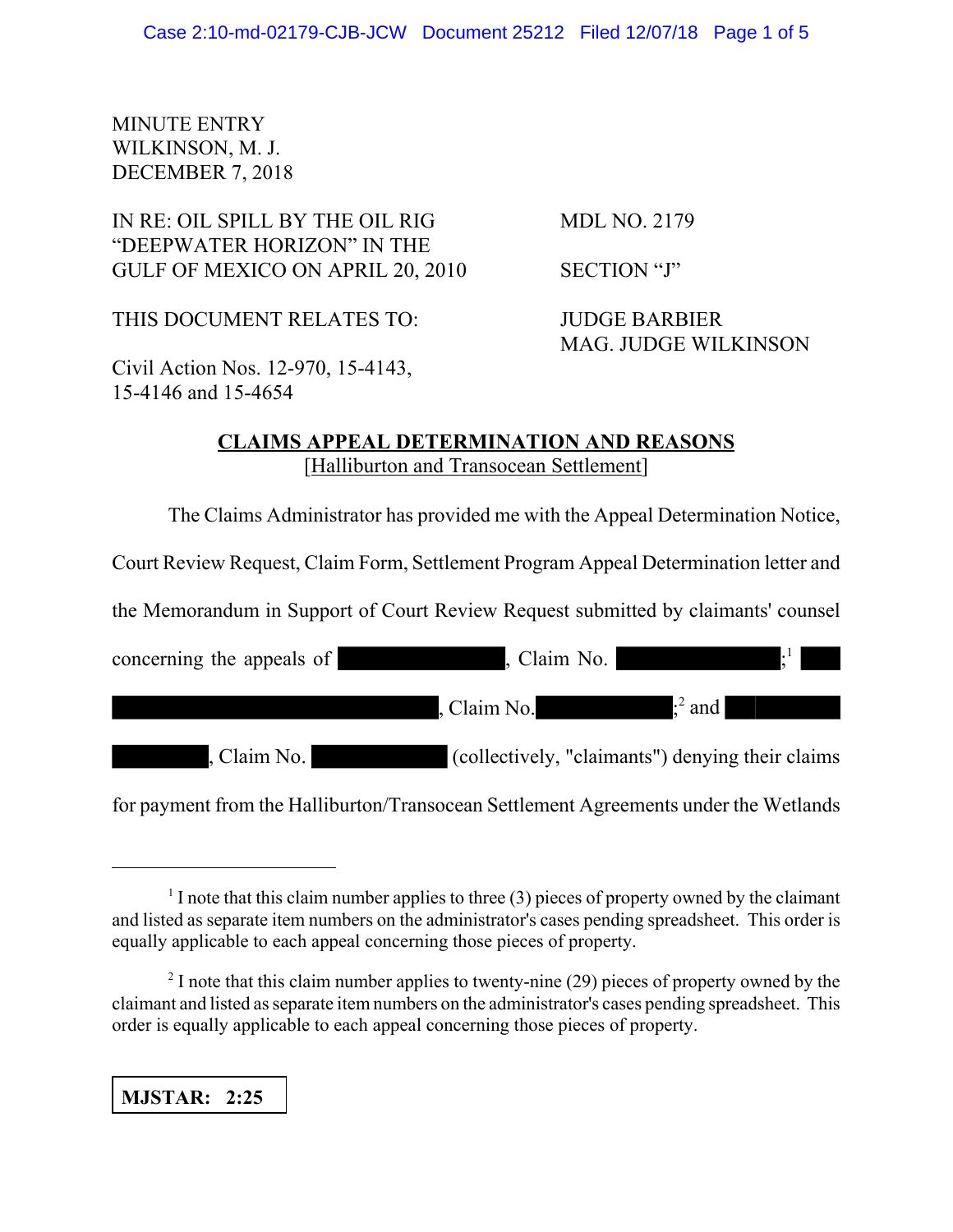MINUTE ENTRY
WILKINSON, M. J.
DECEMBER 7, 2018

| | |
|---|---|
| IN RE: OIL SPILL BY THE OIL RIG "DEEPWATER HORIZON" IN THE GULF OF MEXICO ON APRIL 20, 2010 | MDL NO. 2179 |
| | SECTION "J" |
| THIS DOCUMENT RELATES TO: | JUDGE BARBIER<br>MAG. JUDGE WILKINSON |
| Civil Action Nos. 12-970, 15-4143, 15-4146 and 15-4654 | |

## CLAIMS APPEAL DETERMINATION AND REASONS
[Halliburton and Transocean Settlement]

The Claims Administrator has provided me with the Appeal Determination Notice, Court Review Request, Claim Form, Settlement Program Appeal Determination letter and the Memorandum in Support of Court Review Request submitted by claimants' counsel concerning the appeals of [REDACTED], Claim No. [REDACTED];[1] [REDACTED], Claim No. [REDACTED];[2] and [REDACTED], Claim No. [REDACTED] (collectively, "claimants") denying their claims for payment from the Halliburton/Transocean Settlement Agreements under the Wetlands

---

[1] I note that this claim number applies to three (3) pieces of property owned by the claimant and listed as separate item numbers on the administrator's cases pending spreadsheet. This order is equally applicable to each appeal concerning those pieces of property.

[2] I note that this claim number applies to twenty-nine (29) pieces of property owned by the claimant and listed as separate item numbers on the administrator's cases pending spreadsheet. This order is equally applicable to each appeal concerning those pieces of property.

**MJSTAR: 2:25**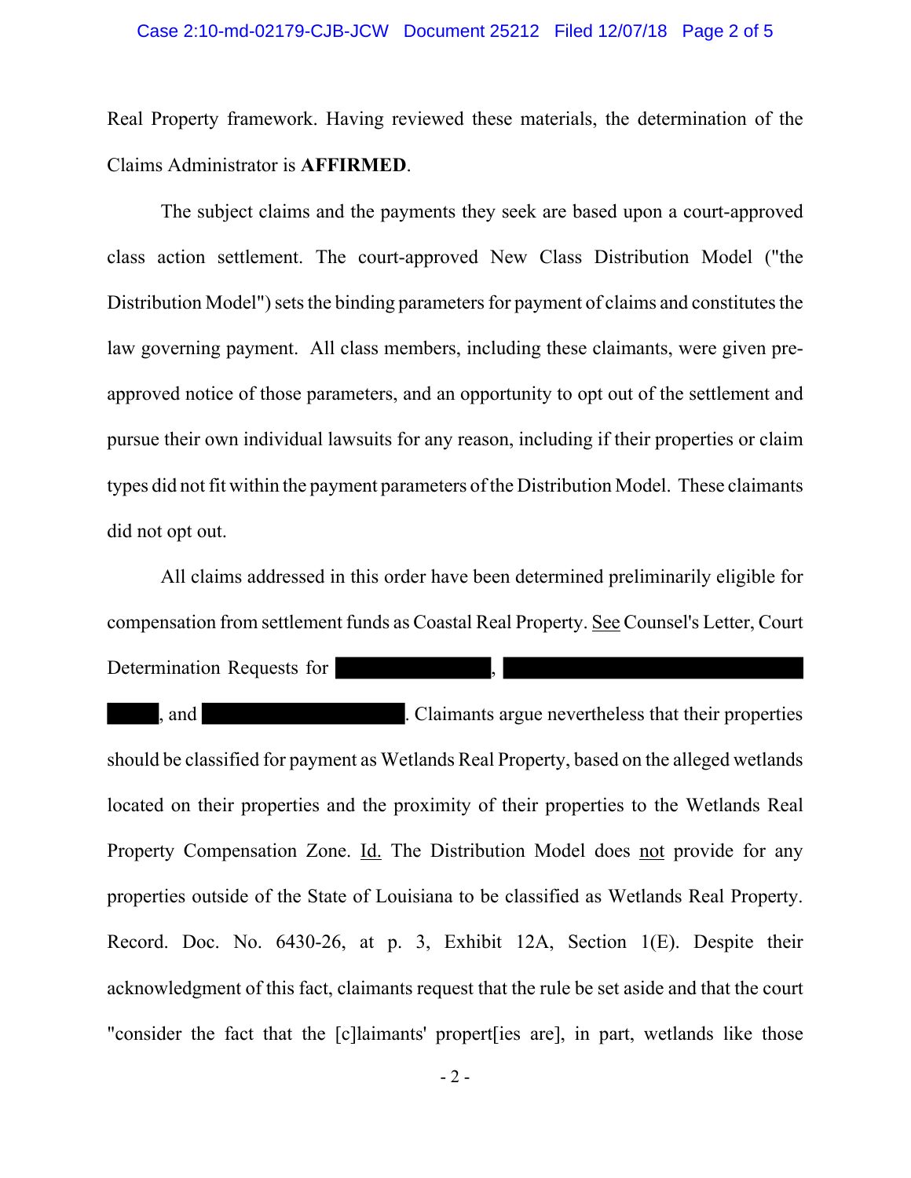Real Property framework. Having reviewed these materials, the determination of the Claims Administrator is **AFFIRMED**.

The subject claims and the payments they seek are based upon a court-approved class action settlement. The court-approved New Class Distribution Model ("the Distribution Model") sets the binding parameters for payment of claims and constitutes the law governing payment. All class members, including these claimants, were given pre-approved notice of those parameters, and an opportunity to opt out of the settlement and pursue their own individual lawsuits for any reason, including if their properties or claim types did not fit within the payment parameters of the Distribution Model. These claimants did not opt out.

All claims addressed in this order have been determined preliminarily eligible for compensation from settlement funds as Coastal Real Property. See Counsel's Letter, Court Determination Requests for [REDACTED], [REDACTED] [REDACTED], and [REDACTED]. Claimants argue nevertheless that their properties should be classified for payment as Wetlands Real Property, based on the alleged wetlands located on their properties and the proximity of their properties to the Wetlands Real Property Compensation Zone. Id. The Distribution Model does not provide for any properties outside of the State of Louisiana to be classified as Wetlands Real Property. Record. Doc. No. 6430-26, at p. 3, Exhibit 12A, Section 1(E). Despite their acknowledgment of this fact, claimants request that the rule be set aside and that the court "consider the fact that the [c]laimants' propert[ies are], in part, wetlands like those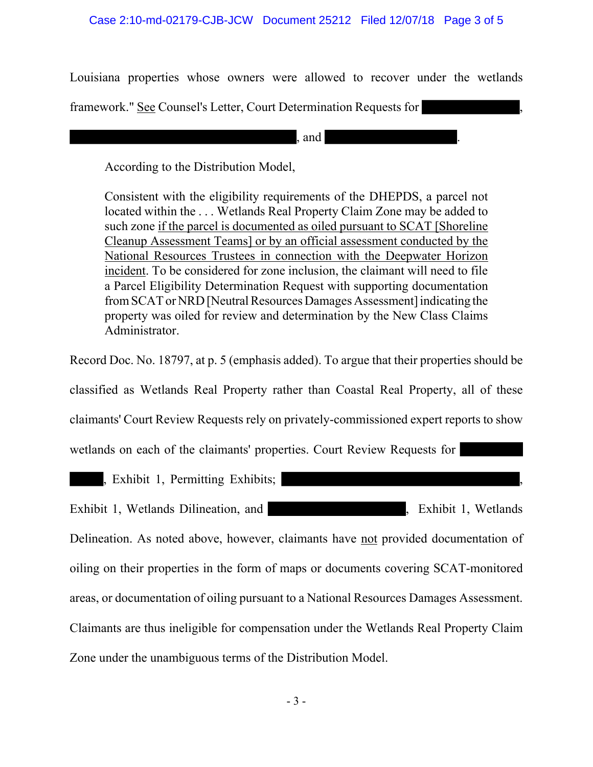Louisiana properties whose owners were allowed to recover under the wetlands framework." See Counsel's Letter, Court Determination Requests for [REDACTED], [REDACTED], and [REDACTED].

According to the Distribution Model,

> Consistent with the eligibility requirements of the DHEPDS, a parcel not located within the . . . Wetlands Real Property Claim Zone may be added to such zone if the parcel is documented as oiled pursuant to SCAT [Shoreline Cleanup Assessment Teams] or by an official assessment conducted by the National Resources Trustees in connection with the Deepwater Horizon incident. To be considered for zone inclusion, the claimant will need to file a Parcel Eligibility Determination Request with supporting documentation from SCAT or NRD [Neutral Resources Damages Assessment] indicating the property was oiled for review and determination by the New Class Claims Administrator.

Record Doc. No. 18797, at p. 5 (emphasis added). To argue that their properties should be classified as Wetlands Real Property rather than Coastal Real Property, all of these claimants' Court Review Requests rely on privately-commissioned expert reports to show wetlands on each of the claimants' properties. Court Review Requests for [REDACTED], Exhibit 1, Permitting Exhibits; [REDACTED], Exhibit 1, Wetlands Dilineation, and [REDACTED], Exhibit 1, Wetlands Delineation. As noted above, however, claimants have not provided documentation of oiling on their properties in the form of maps or documents covering SCAT-monitored areas, or documentation of oiling pursuant to a National Resources Damages Assessment. Claimants are thus ineligible for compensation under the Wetlands Real Property Claim Zone under the unambiguous terms of the Distribution Model.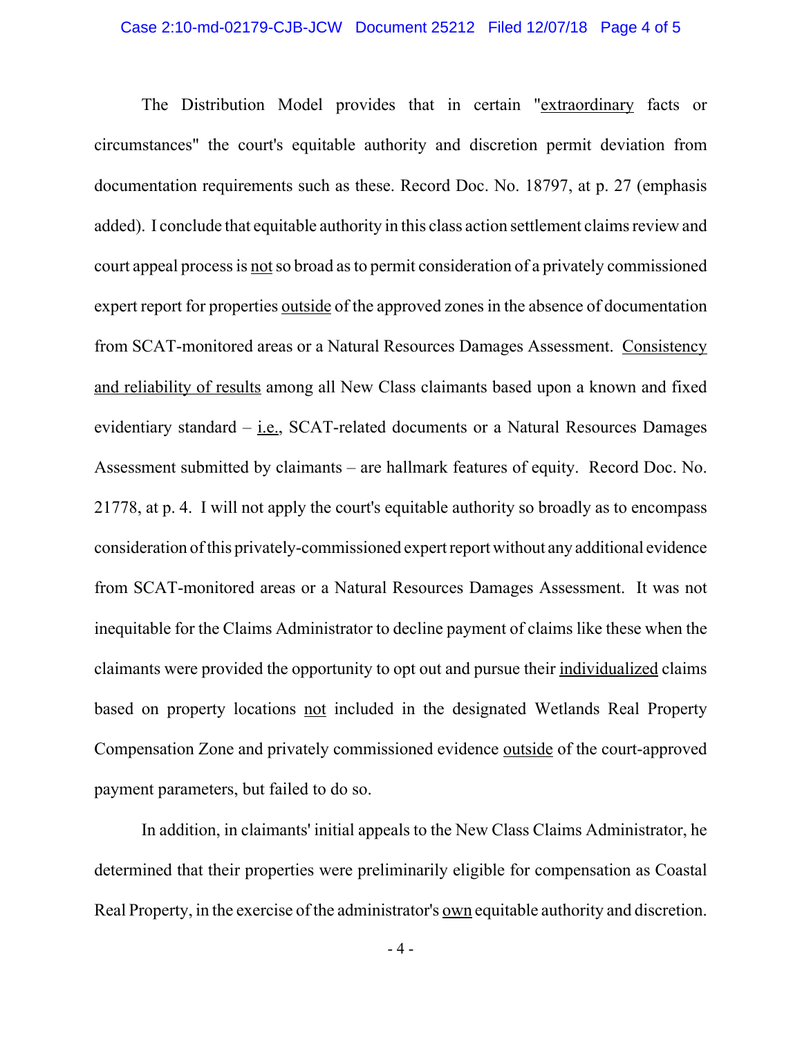The Distribution Model provides that in certain "extraordinary facts or circumstances" the court's equitable authority and discretion permit deviation from documentation requirements such as these. Record Doc. No. 18797, at p. 27 (emphasis added). I conclude that equitable authority in this class action settlement claims review and court appeal process is not so broad as to permit consideration of a privately commissioned expert report for properties outside of the approved zones in the absence of documentation from SCAT-monitored areas or a Natural Resources Damages Assessment. Consistency and reliability of results among all New Class claimants based upon a known and fixed evidentiary standard – i.e., SCAT-related documents or a Natural Resources Damages Assessment submitted by claimants – are hallmark features of equity. Record Doc. No. 21778, at p. 4. I will not apply the court's equitable authority so broadly as to encompass consideration of this privately-commissioned expert report without any additional evidence from SCAT-monitored areas or a Natural Resources Damages Assessment. It was not inequitable for the Claims Administrator to decline payment of claims like these when the claimants were provided the opportunity to opt out and pursue their individualized claims based on property locations not included in the designated Wetlands Real Property Compensation Zone and privately commissioned evidence outside of the court-approved payment parameters, but failed to do so.

In addition, in claimants' initial appeals to the New Class Claims Administrator, he determined that their properties were preliminarily eligible for compensation as Coastal Real Property, in the exercise of the administrator's own equitable authority and discretion.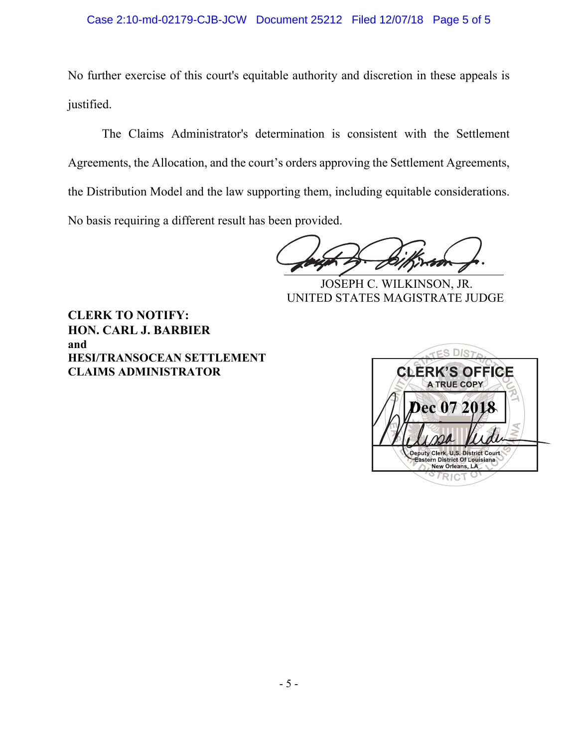No further exercise of this court's equitable authority and discretion in these appeals is justified.

The Claims Administrator's determination is consistent with the Settlement Agreements, the Allocation, and the court's orders approving the Settlement Agreements, the Distribution Model and the law supporting them, including equitable considerations. No basis requiring a different result has been provided.

JOSEPH C. WILKINSON, JR.
UNITED STATES MAGISTRATE JUDGE

**CLERK TO NOTIFY:**
**HON. CARL J. BARBIER**
**and**
**HESI/TRANSOCEAN SETTLEMENT CLAIMS ADMINISTRATOR**

CLERK'S OFFICE
A TRUE COPY
Dec 07 2018
Deputy Clerk, U.S. District Court
Eastern District Of Louisiana
New Orleans, LA